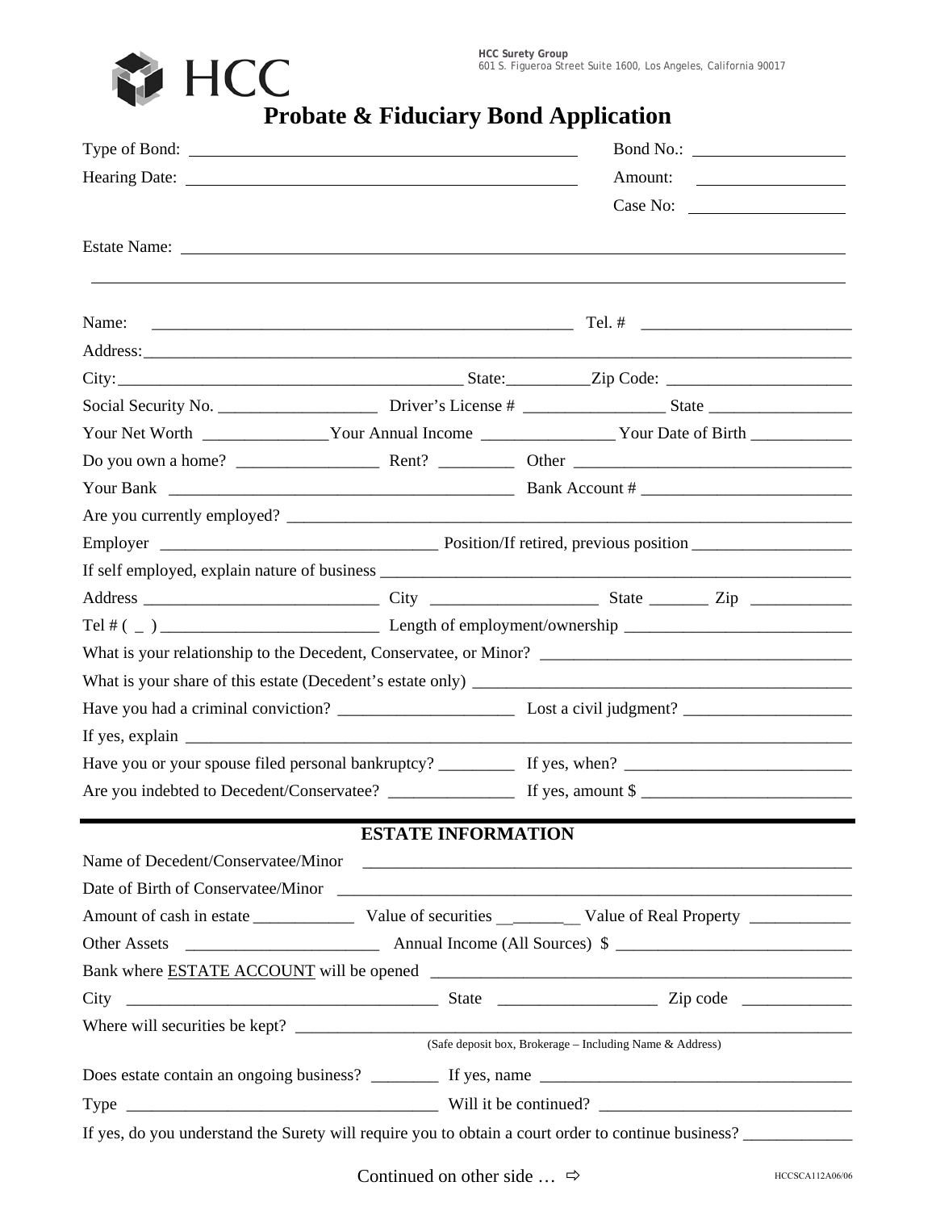HCC

**HCC Surety Group**
601 S. Figueroa Street Suite 1600, Los Angeles, California 90017

# Probate & Fiduciary Bond Application

Type of Bond: ______________________ Bond No.: ______________

Hearing Date: ______________________ Amount: ______________

Case No: ______________

Estate Name: ____________________________________________

Name: ______________________________ Tel. # ______________

Address: ____________________________________________

City: ______________________ State: __________ Zip Code: ______________

Social Security No. ______________ Driver's License # ______________ State ______________

Your Net Worth ______________ Your Annual Income ______________ Your Date of Birth ______________

Do you own a home? ______________ Rent? __________ Other ______________

Your Bank ______________________ Bank Account # ______________

Are you currently employed? ____________________________________________

Employer ______________________ Position/If retired, previous position ______________

If self employed, explain nature of business ____________________________________________

Address ______________________ City ______________ State _______ Zip ______________

Tel # ( _ ) ______________________ Length of employment/ownership ______________

What is your relationship to the Decedent, Conservatee, or Minor? ______________________

What is your share of this estate (Decedent's estate only) ______________________

Have you had a criminal conviction? ______________ Lost a civil judgment? ______________

If yes, explain ____________________________________________

Have you or your spouse filed personal bankruptcy? __________ If yes, when? ______________

Are you indebted to Decedent/Conservatee? ______________ If yes, amount $ ______________

## ESTATE INFORMATION

Name of Decedent/Conservatee/Minor ____________________________________________

Date of Birth of Conservatee/Minor ____________________________________________

Amount of cash in estate ____________ Value of securities ____________ Value of Real Property ____________

Other Assets ______________________ Annual Income (All Sources) $ ______________

Bank where ESTATE ACCOUNT will be opened ____________________________________________

City ______________________ State ______________ Zip code ______________

Where will securities be kept? ____________________________________________
(Safe deposit box, Brokerage – Including Name & Address)

Does estate contain an ongoing business? __________ If yes, name ______________________

Type ______________________ Will it be continued? ______________________

If yes, do you understand the Surety will require you to obtain a court order to continue business? ______________

Continued on other side … ⇨

HCCSCA112A06/06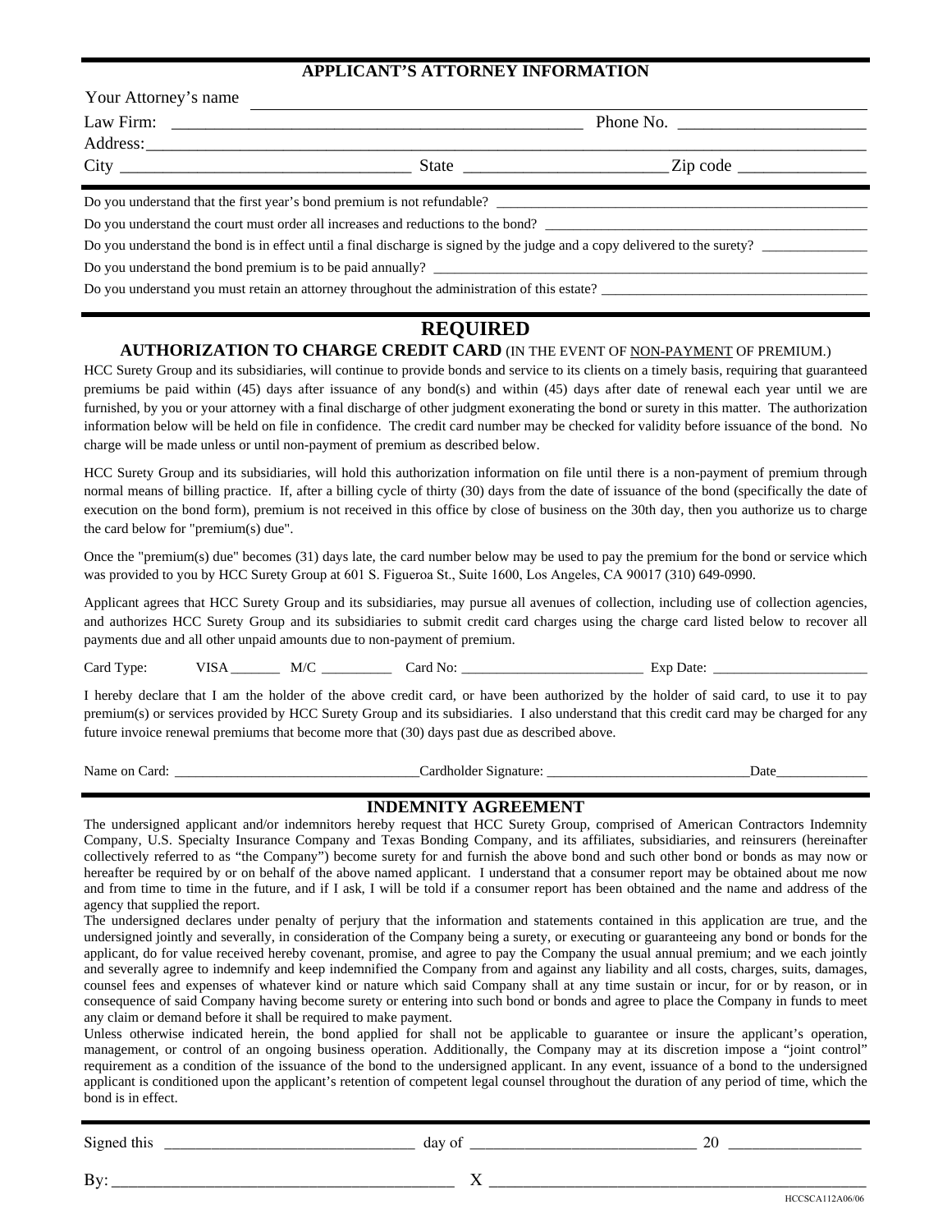## APPLICANT'S ATTORNEY INFORMATION

Your Attorney's name ______________________________

Law Firm: ______________________________ Phone No. ______________________

Address: ______________________________

City ______________________________ State ______________________ Zip code ______________

Do you understand that the first year's bond premium is not refundable? ______________________________

Do you understand the court must order all increases and reductions to the bond? ______________________________

Do you understand the bond is in effect until a final discharge is signed by the judge and a copy delivered to the surety? ______________

Do you understand the bond premium is to be paid annually? ______________________________

Do you understand you must retain an attorney throughout the administration of this estate? ______________________________

## REQUIRED

### AUTHORIZATION TO CHARGE CREDIT CARD (IN THE EVENT OF NON-PAYMENT OF PREMIUM.)

HCC Surety Group and its subsidiaries, will continue to provide bonds and service to its clients on a timely basis, requiring that guaranteed premiums be paid within (45) days after issuance of any bond(s) and within (45) days after date of renewal each year until we are furnished, by you or your attorney with a final discharge of other judgment exonerating the bond or surety in this matter. The authorization information below will be held on file in confidence. The credit card number may be checked for validity before issuance of the bond. No charge will be made unless or until non-payment of premium as described below.

HCC Surety Group and its subsidiaries, will hold this authorization information on file until there is a non-payment of premium through normal means of billing practice. If, after a billing cycle of thirty (30) days from the date of issuance of the bond (specifically the date of execution on the bond form), premium is not received in this office by close of business on the 30th day, then you authorize us to charge the card below for "premium(s) due".

Once the "premium(s) due" becomes (31) days late, the card number below may be used to pay the premium for the bond or service which was provided to you by HCC Surety Group at 601 S. Figueroa St., Suite 1600, Los Angeles, CA 90017 (310) 649-0990.

Applicant agrees that HCC Surety Group and its subsidiaries, may pursue all avenues of collection, including use of collection agencies, and authorizes HCC Surety Group and its subsidiaries to submit credit card charges using the charge card listed below to recover all payments due and all other unpaid amounts due to non-payment of premium.

Card Type: VISA _______ M/C __________ Card No: __________________________ Exp Date: ______________________

I hereby declare that I am the holder of the above credit card, or have been authorized by the holder of said card, to use it to pay premium(s) or services provided by HCC Surety Group and its subsidiaries. I also understand that this credit card may be charged for any future invoice renewal premiums that become more that (30) days past due as described above.

Name on Card: __________________________________ Cardholder Signature: ____________________________ Date_____________

## INDEMNITY AGREEMENT

The undersigned applicant and/or indemnitors hereby request that HCC Surety Group, comprised of American Contractors Indemnity Company, U.S. Specialty Insurance Company and Texas Bonding Company, and its affiliates, subsidiaries, and reinsurers (hereinafter collectively referred to as "the Company") become surety for and furnish the above bond and such other bond or bonds as may now or hereafter be required by or on behalf of the above named applicant. I understand that a consumer report may be obtained about me now and from time to time in the future, and if I ask, I will be told if a consumer report has been obtained and the name and address of the agency that supplied the report.

The undersigned declares under penalty of perjury that the information and statements contained in this application are true, and the undersigned jointly and severally, in consideration of the Company being a surety, or executing or guaranteeing any bond or bonds for the applicant, do for value received hereby covenant, promise, and agree to pay the Company the usual annual premium; and we each jointly and severally agree to indemnify and keep indemnified the Company from and against any liability and all costs, charges, suits, damages, counsel fees and expenses of whatever kind or nature which said Company shall at any time sustain or incur, for or by reason, or in consequence of said Company having become surety or entering into such bond or bonds and agree to place the Company in funds to meet any claim or demand before it shall be required to make payment.

Unless otherwise indicated herein, the bond applied for shall not be applicable to guarantee or insure the applicant's operation, management, or control of an ongoing business operation. Additionally, the Company may at its discretion impose a "joint control" requirement as a condition of the issuance of the bond to the undersigned applicant. In any event, issuance of a bond to the undersigned applicant is conditioned upon the applicant's retention of competent legal counsel throughout the duration of any period of time, which the bond is in effect.

Signed this ______________________________ day of ____________________________ 20 ________________

By: ________________________________________ X ______________________________________________

HCCSCA112A06/06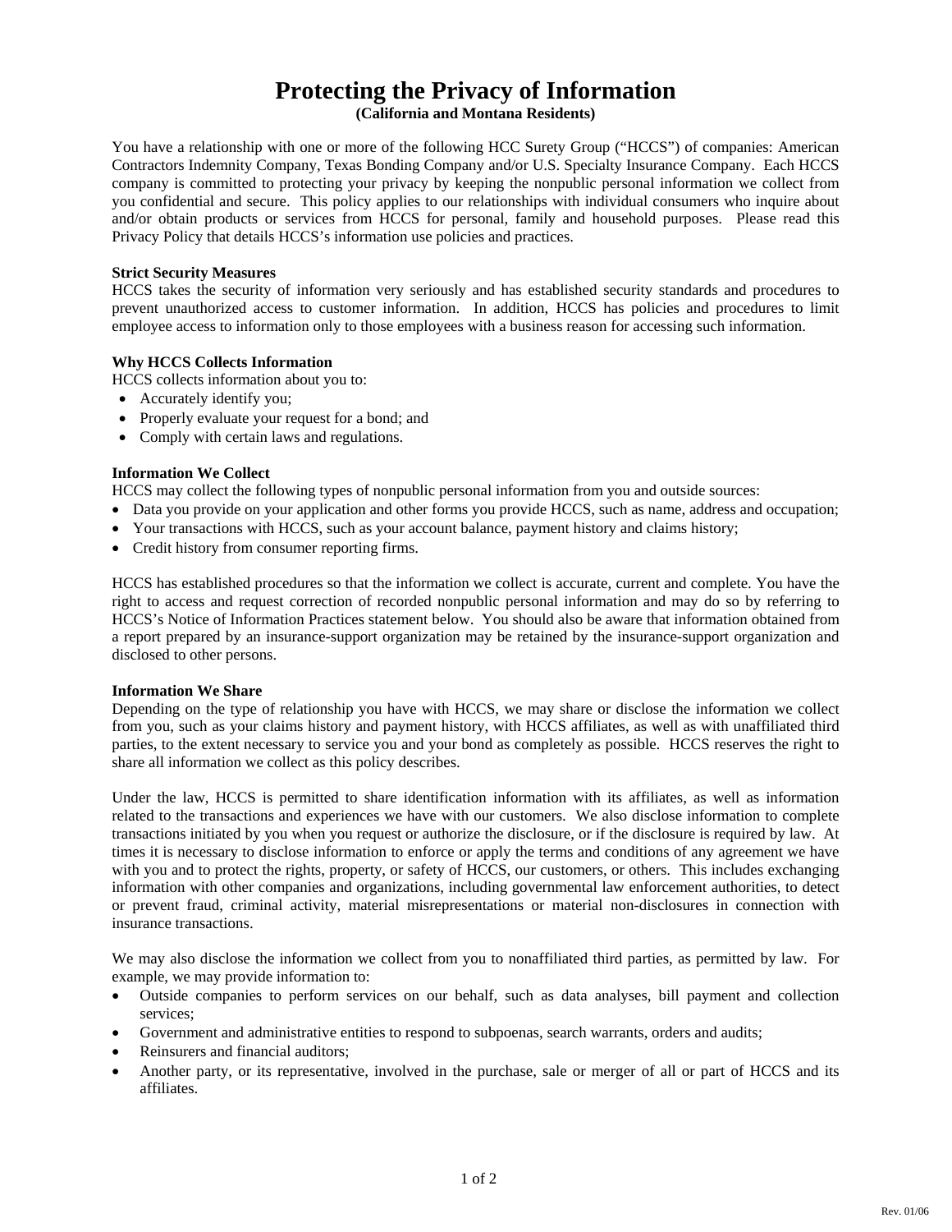# Protecting the Privacy of Information

**(California and Montana Residents)**

You have a relationship with one or more of the following HCC Surety Group ("HCCS") of companies: American Contractors Indemnity Company, Texas Bonding Company and/or U.S. Specialty Insurance Company. Each HCCS company is committed to protecting your privacy by keeping the nonpublic personal information we collect from you confidential and secure. This policy applies to our relationships with individual consumers who inquire about and/or obtain products or services from HCCS for personal, family and household purposes. Please read this Privacy Policy that details HCCS's information use policies and practices.

**Strict Security Measures**

HCCS takes the security of information very seriously and has established security standards and procedures to prevent unauthorized access to customer information. In addition, HCCS has policies and procedures to limit employee access to information only to those employees with a business reason for accessing such information.

**Why HCCS Collects Information**

HCCS collects information about you to:

- Accurately identify you;
- Properly evaluate your request for a bond; and
- Comply with certain laws and regulations.

**Information We Collect**

HCCS may collect the following types of nonpublic personal information from you and outside sources:

- Data you provide on your application and other forms you provide HCCS, such as name, address and occupation;
- Your transactions with HCCS, such as your account balance, payment history and claims history;
- Credit history from consumer reporting firms.

HCCS has established procedures so that the information we collect is accurate, current and complete. You have the right to access and request correction of recorded nonpublic personal information and may do so by referring to HCCS's Notice of Information Practices statement below. You should also be aware that information obtained from a report prepared by an insurance-support organization may be retained by the insurance-support organization and disclosed to other persons.

**Information We Share**

Depending on the type of relationship you have with HCCS, we may share or disclose the information we collect from you, such as your claims history and payment history, with HCCS affiliates, as well as with unaffiliated third parties, to the extent necessary to service you and your bond as completely as possible. HCCS reserves the right to share all information we collect as this policy describes.

Under the law, HCCS is permitted to share identification information with its affiliates, as well as information related to the transactions and experiences we have with our customers. We also disclose information to complete transactions initiated by you when you request or authorize the disclosure, or if the disclosure is required by law. At times it is necessary to disclose information to enforce or apply the terms and conditions of any agreement we have with you and to protect the rights, property, or safety of HCCS, our customers, or others. This includes exchanging information with other companies and organizations, including governmental law enforcement authorities, to detect or prevent fraud, criminal activity, material misrepresentations or material non-disclosures in connection with insurance transactions.

We may also disclose the information we collect from you to nonaffiliated third parties, as permitted by law. For example, we may provide information to:

- Outside companies to perform services on our behalf, such as data analyses, bill payment and collection services;
- Government and administrative entities to respond to subpoenas, search warrants, orders and audits;
- Reinsurers and financial auditors;
- Another party, or its representative, involved in the purchase, sale or merger of all or part of HCCS and its affiliates.

Rev. 01/06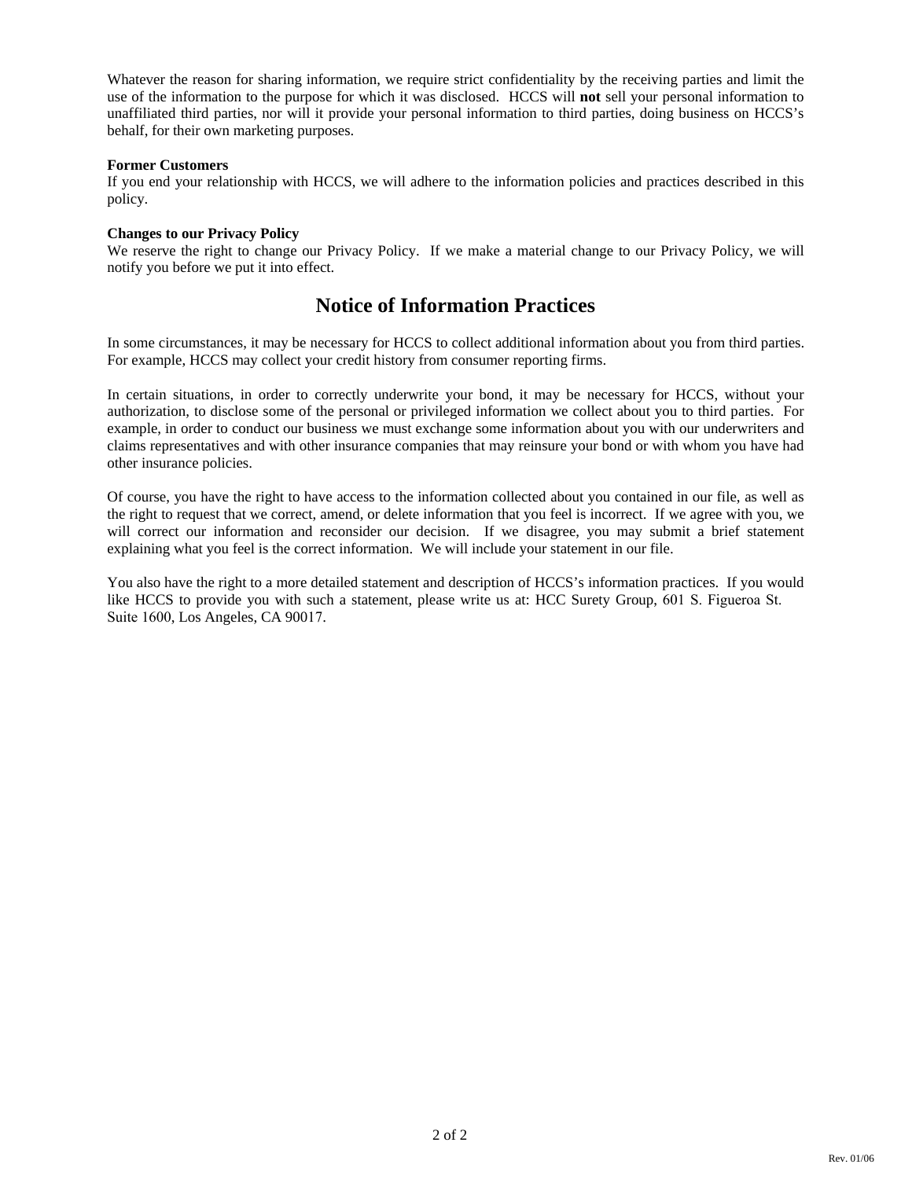Whatever the reason for sharing information, we require strict confidentiality by the receiving parties and limit the use of the information to the purpose for which it was disclosed. HCCS will **not** sell your personal information to unaffiliated third parties, nor will it provide your personal information to third parties, doing business on HCCS's behalf, for their own marketing purposes.

**Former Customers**
If you end your relationship with HCCS, we will adhere to the information policies and practices described in this policy.

**Changes to our Privacy Policy**
We reserve the right to change our Privacy Policy. If we make a material change to our Privacy Policy, we will notify you before we put it into effect.

## Notice of Information Practices

In some circumstances, it may be necessary for HCCS to collect additional information about you from third parties. For example, HCCS may collect your credit history from consumer reporting firms.

In certain situations, in order to correctly underwrite your bond, it may be necessary for HCCS, without your authorization, to disclose some of the personal or privileged information we collect about you to third parties. For example, in order to conduct our business we must exchange some information about you with our underwriters and claims representatives and with other insurance companies that may reinsure your bond or with whom you have had other insurance policies.

Of course, you have the right to have access to the information collected about you contained in our file, as well as the right to request that we correct, amend, or delete information that you feel is incorrect. If we agree with you, we will correct our information and reconsider our decision. If we disagree, you may submit a brief statement explaining what you feel is the correct information. We will include your statement in our file.

You also have the right to a more detailed statement and description of HCCS's information practices. If you would like HCCS to provide you with such a statement, please write us at: HCC Surety Group, 601 S. Figueroa St. Suite 1600, Los Angeles, CA 90017.

Rev. 01/06